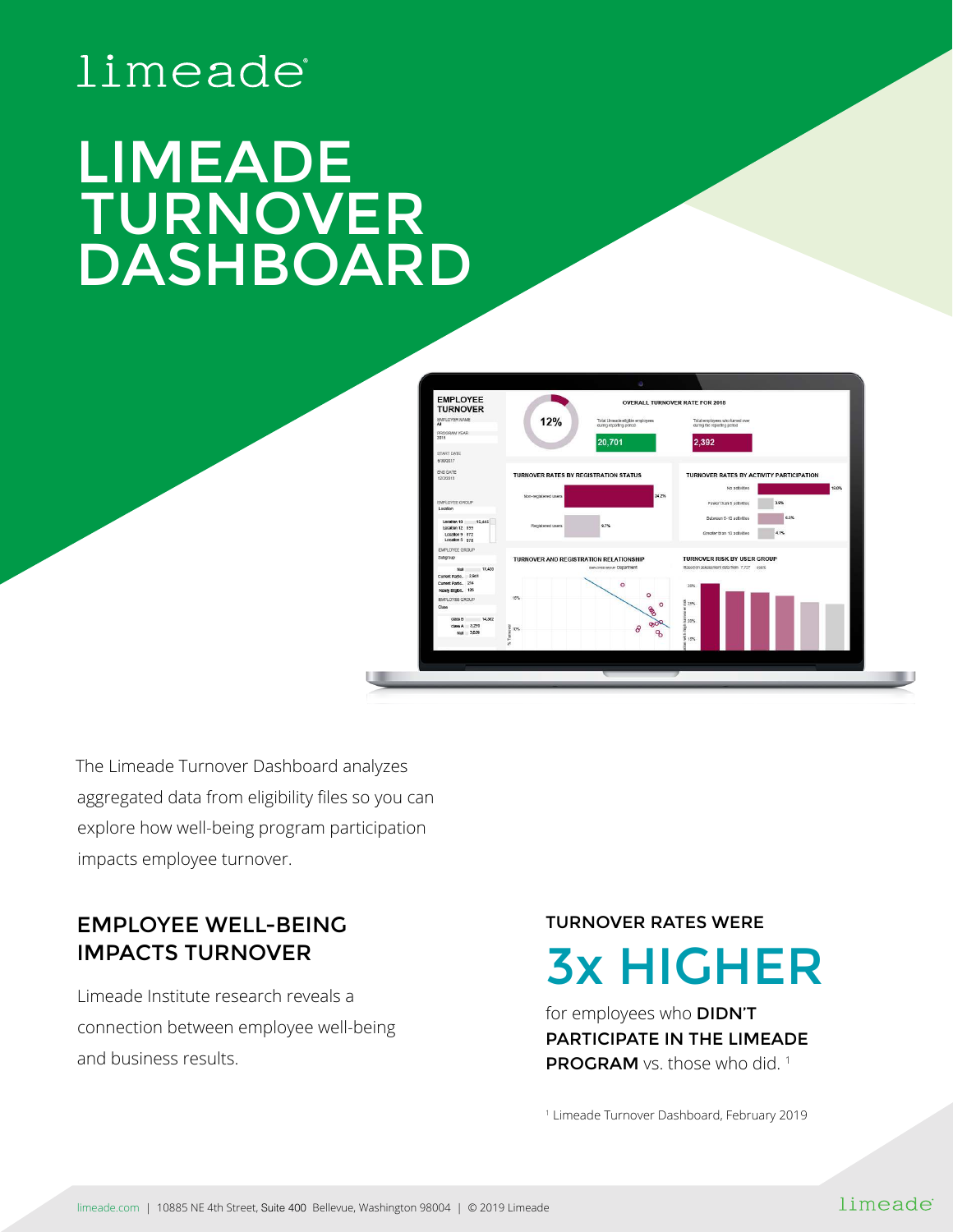limeade

# LIMEADE TURNOVER DASHBOARD

The Limeade Turnover Dashboard analyzes aggregated data from eligibility files so you can explore how well-being program participation impacts employee turnover.

## EMPLOYEE WELL-BEING IMPACTS TURNOVER

Limeade Institute research reveals a connection between employee well-being and business results.

TURNOVER RATES WERE

## 3x HIGHER

for employees who **DIDN'T PARTICIPATE IN THE LIMEADE PROGRAM** vs. those who did. [1]

[1] Limeade Turnover Dashboard, February 2019

limeade.com | 10885 NE 4th Street, Suite 400 Bellevue, Washington 98004 | © 2019 Limeade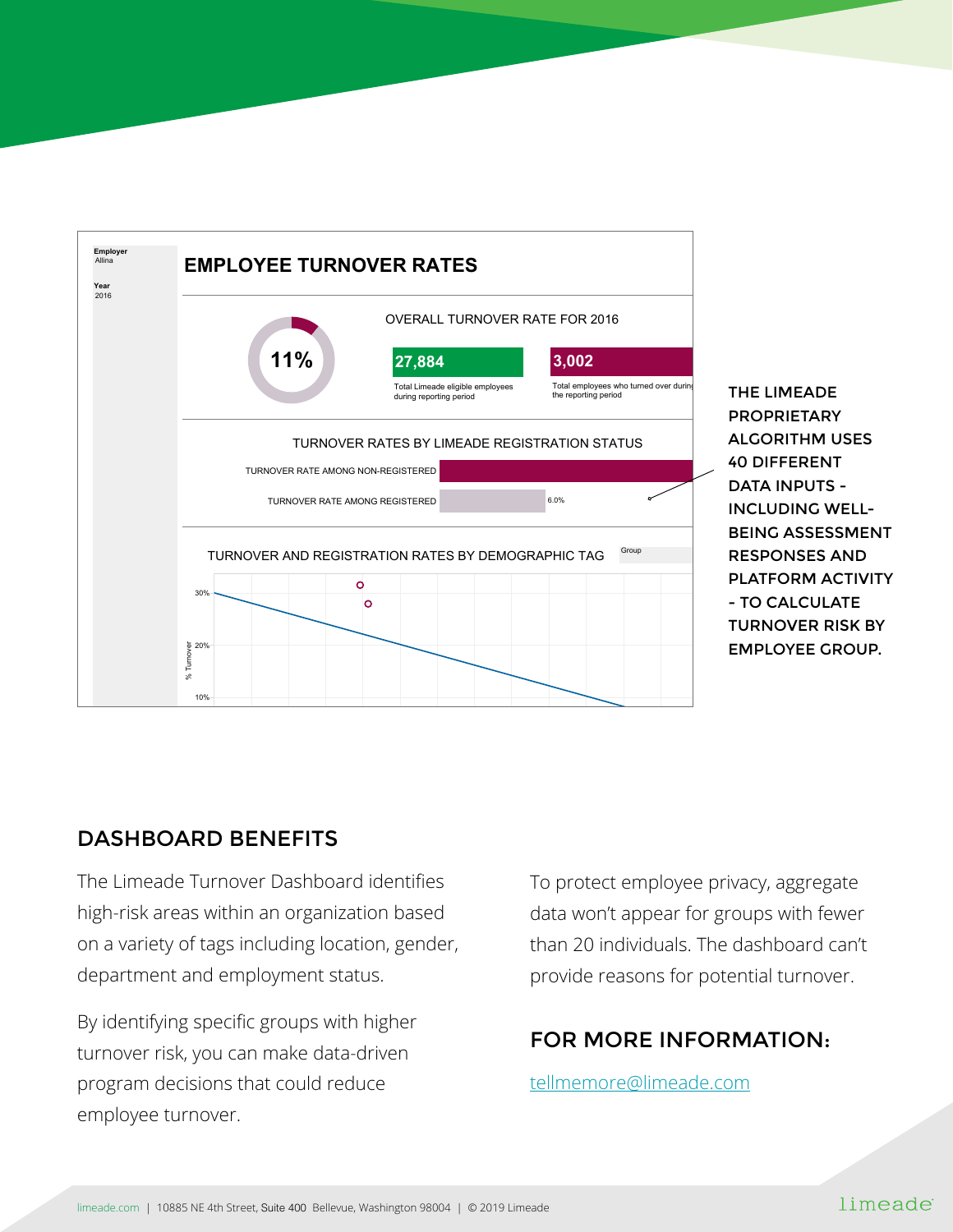Employer
Allina

Year
2016

## EMPLOYEE TURNOVER RATES

OVERALL TURNOVER RATE FOR 2016

11%

27,884
Total Limeade eligible employees during reporting period

3,002
Total employees who turned over during the reporting period

TURNOVER RATES BY LIMEADE REGISTRATION STATUS

TURNOVER RATE AMONG NON-REGISTERED

TURNOVER RATE AMONG REGISTERED

6.0%

TURNOVER AND REGISTRATION RATES BY DEMOGRAPHIC TAG

Group

30%

20%

10%

% Turnover

THE LIMEADE PROPRIETARY ALGORITHM USES 40 DIFFERENT DATA INPUTS - INCLUDING WELL-BEING ASSESSMENT RESPONSES AND PLATFORM ACTIVITY - TO CALCULATE TURNOVER RISK BY EMPLOYEE GROUP.

## DASHBOARD BENEFITS

The Limeade Turnover Dashboard identifies high-risk areas within an organization based on a variety of tags including location, gender, department and employment status.

By identifying specific groups with higher turnover risk, you can make data-driven program decisions that could reduce employee turnover.

To protect employee privacy, aggregate data won't appear for groups with fewer than 20 individuals. The dashboard can't provide reasons for potential turnover.

## FOR MORE INFORMATION:

tellmemore@limeade.com

limeade.com | 10885 NE 4th Street, Suite 400 Bellevue, Washington 98004 | © 2019 Limeade

limeade